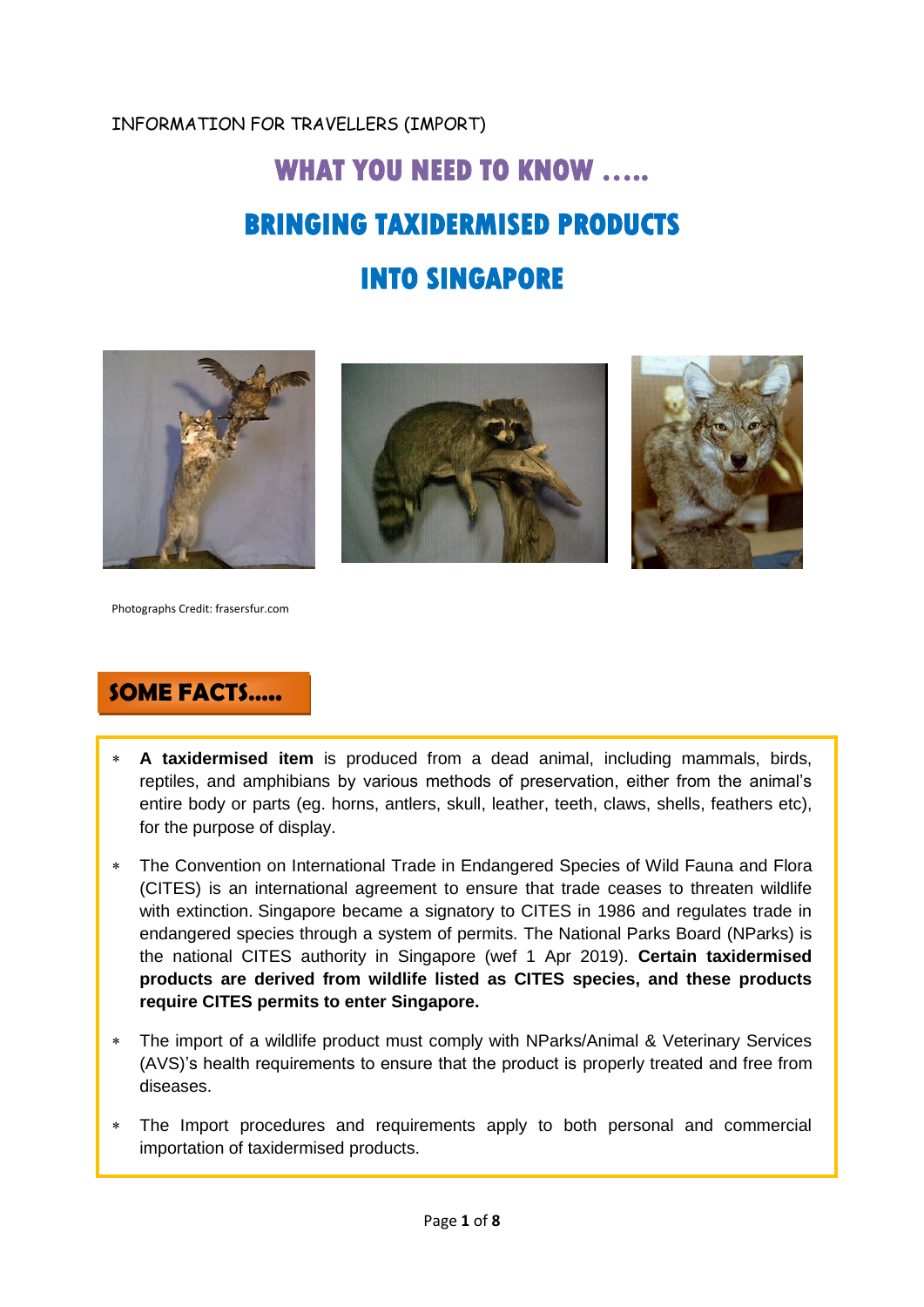INFORMATION FOR TRAVELLERS (IMPORT)

# WHAT YOU NEED TO KNOW .....

# BRINGING TAXIDERMISED PRODUCTS INTO SINGAPORE

Photographs Credit: frasersfur.com

## SOME FACTS.....

- **A taxidermised item** is produced from a dead animal, including mammals, birds, reptiles, and amphibians by various methods of preservation, either from the animal's entire body or parts (eg. horns, antlers, skull, leather, teeth, claws, shells, feathers etc), for the purpose of display.
- The Convention on International Trade in Endangered Species of Wild Fauna and Flora (CITES) is an international agreement to ensure that trade ceases to threaten wildlife with extinction. Singapore became a signatory to CITES in 1986 and regulates trade in endangered species through a system of permits. The National Parks Board (NParks) is the national CITES authority in Singapore (wef 1 Apr 2019). **Certain taxidermised products are derived from wildlife listed as CITES species, and these products require CITES permits to enter Singapore.**
- The import of a wildlife product must comply with NParks/Animal & Veterinary Services (AVS)'s health requirements to ensure that the product is properly treated and free from diseases.
- The Import procedures and requirements apply to both personal and commercial importation of taxidermised products.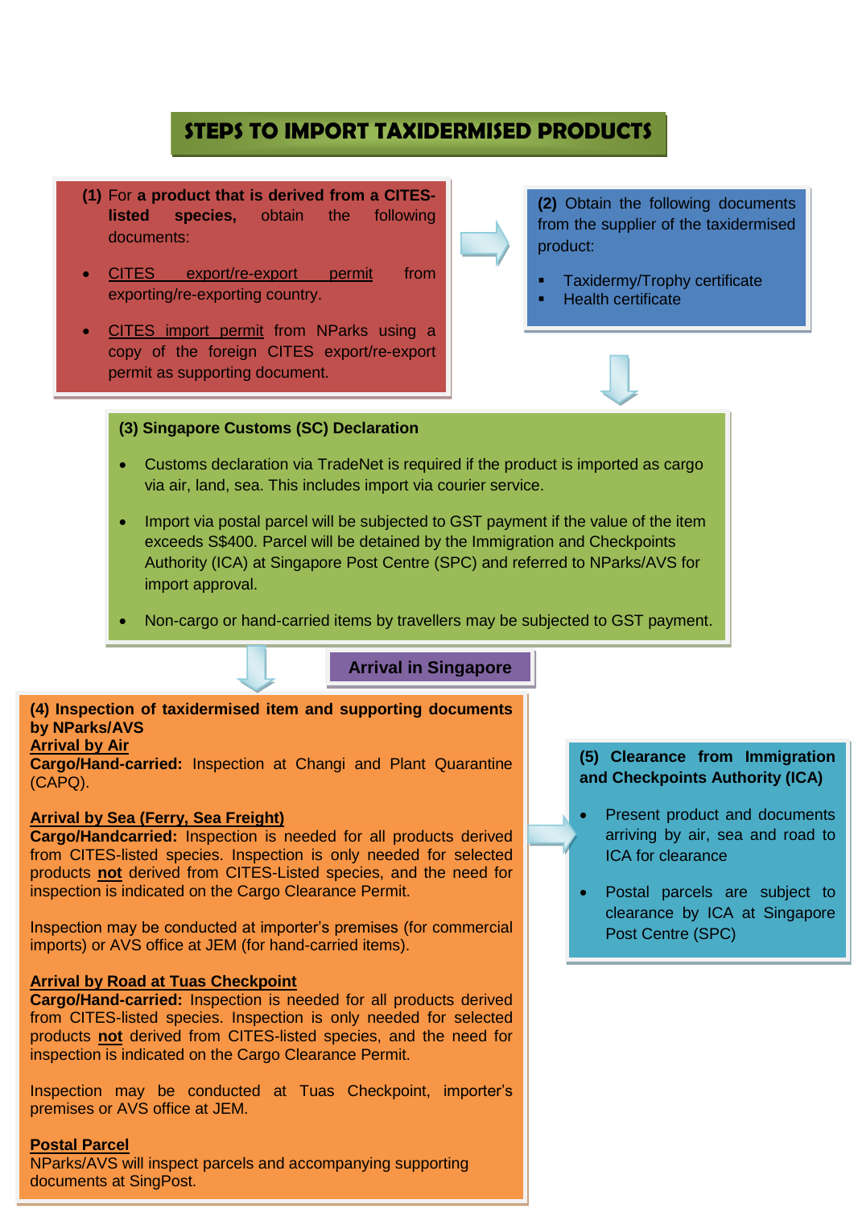# STEPS TO IMPORT TAXIDERMISED PRODUCTS

**(1)** For **a product that is derived from a CITES-listed species,** obtain the following documents:

- CITES export/re-export permit from exporting/re-exporting country.
- CITES import permit from NParks using a copy of the foreign CITES export/re-export permit as supporting document.

**(2)** Obtain the following documents from the supplier of the taxidermised product:

- Taxidermy/Trophy certificate
- Health certificate

**(3) Singapore Customs (SC) Declaration**

- Customs declaration via TradeNet is required if the product is imported as cargo via air, land, sea. This includes import via courier service.
- Import via postal parcel will be subjected to GST payment if the value of the item exceeds S$400. Parcel will be detained by the Immigration and Checkpoints Authority (ICA) at Singapore Post Centre (SPC) and referred to NParks/AVS for import approval.
- Non-cargo or hand-carried items by travellers may be subjected to GST payment.

**Arrival in Singapore**

**(4) Inspection of taxidermised item and supporting documents by NParks/AVS**

**Arrival by Air**

**Cargo/Hand-carried:** Inspection at Changi and Plant Quarantine (CAPQ).

**Arrival by Sea (Ferry, Sea Freight)**

**Cargo/Handcarried:** Inspection is needed for all products derived from CITES-listed species. Inspection is only needed for selected products **not** derived from CITES-Listed species, and the need for inspection is indicated on the Cargo Clearance Permit.

Inspection may be conducted at importer's premises (for commercial imports) or AVS office at JEM (for hand-carried items).

**Arrival by Road at Tuas Checkpoint**

**Cargo/Hand-carried:** Inspection is needed for all products derived from CITES-listed species. Inspection is only needed for selected products **not** derived from CITES-listed species, and the need for inspection is indicated on the Cargo Clearance Permit.

Inspection may be conducted at Tuas Checkpoint, importer's premises or AVS office at JEM.

**Postal Parcel**

NParks/AVS will inspect parcels and accompanying supporting documents at SingPost.

**(5) Clearance from Immigration and Checkpoints Authority (ICA)**

- Present product and documents arriving by air, sea and road to ICA for clearance
- Postal parcels are subject to clearance by ICA at Singapore Post Centre (SPC)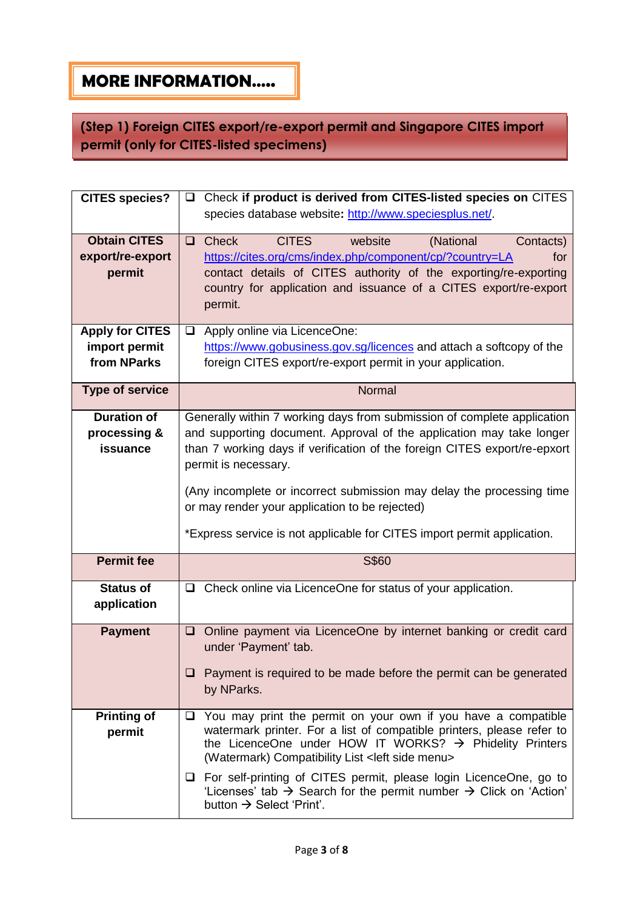## MORE INFORMATION.....

### (Step 1) Foreign CITES export/re-export permit and Singapore CITES import permit (only for CITES-listed specimens)

| | |
|---|---|
| **CITES species?** | ❑ Check **if product is derived from CITES-listed species on** CITES species database website**:** http://www.speciesplus.net/. |
| **Obtain CITES export/re-export permit** | ❑ Check CITES website (National Contacts) https://cites.org/cms/index.php/component/cp/?country=LA for contact details of CITES authority of the exporting/re-exporting country for application and issuance of a CITES export/re-export permit. |
| **Apply for CITES import permit from NParks** | ❑ Apply online via LicenceOne: https://www.gobusiness.gov.sg/licences and attach a softcopy of the foreign CITES export/re-export permit in your application. |
| **Type of service** | Normal |
| **Duration of processing & issuance** | Generally within 7 working days from submission of complete application and supporting document. Approval of the application may take longer than 7 working days if verification of the foreign CITES export/re-epxort permit is necessary.<br><br>(Any incomplete or incorrect submission may delay the processing time or may render your application to be rejected)<br><br>*Express service is not applicable for CITES import permit application. |
| **Permit fee** | S$60 |
| **Status of application** | ❑ Check online via LicenceOne for status of your application. |
| **Payment** | ❑ Online payment via LicenceOne by internet banking or credit card under 'Payment' tab.<br><br>❑ Payment is required to be made before the permit can be generated by NParks. |
| **Printing of permit** | ❑ You may print the permit on your own if you have a compatible watermark printer. For a list of compatible printers, please refer to the LicenceOne under HOW IT WORKS? → Phidelity Printers (Watermark) Compatibility List <left side menu><br><br>❑ For self-printing of CITES permit, please login LicenceOne, go to 'Licenses' tab → Search for the permit number → Click on 'Action' button → Select 'Print'. |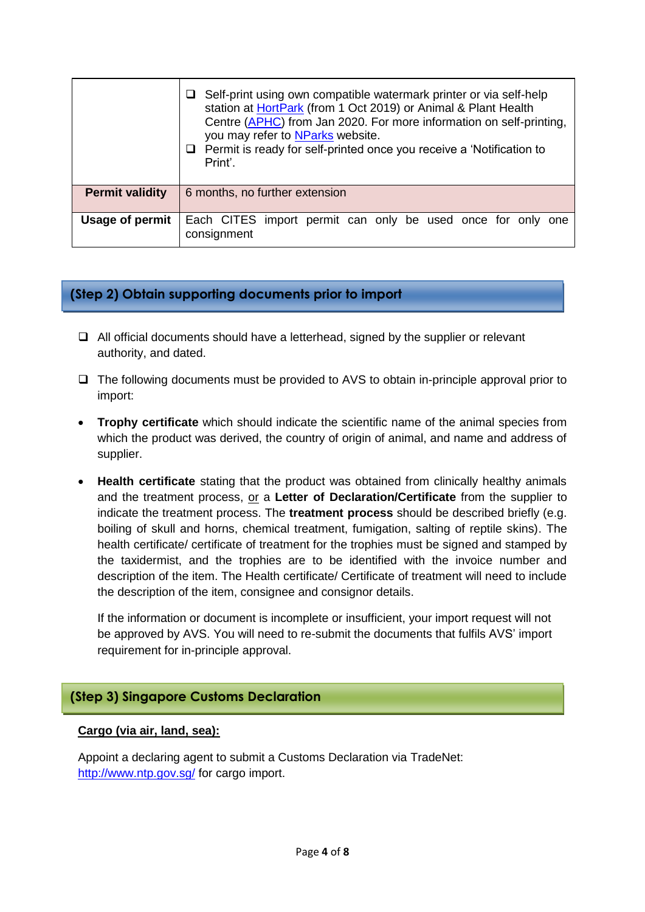| | |
|---|---|
| | ❑ Self-print using own compatible watermark printer or via self-help station at HortPark (from 1 Oct 2019) or Animal & Plant Health Centre (APHC) from Jan 2020. For more information on self-printing, you may refer to NParks website.<br>❑ Permit is ready for self-printed once you receive a 'Notification to Print'. |
| **Permit validity** | 6 months, no further extension |
| **Usage of permit** | Each CITES import permit can only be used once for only one consignment |

## (Step 2) Obtain supporting documents prior to import

- ❑ All official documents should have a letterhead, signed by the supplier or relevant authority, and dated.
- ❑ The following documents must be provided to AVS to obtain in-principle approval prior to import:

- **Trophy certificate** which should indicate the scientific name of the animal species from which the product was derived, the country of origin of animal, and name and address of supplier.
- **Health certificate** stating that the product was obtained from clinically healthy animals and the treatment process, or a **Letter of Declaration/Certificate** from the supplier to indicate the treatment process. The **treatment process** should be described briefly (e.g. boiling of skull and horns, chemical treatment, fumigation, salting of reptile skins). The health certificate/ certificate of treatment for the trophies must be signed and stamped by the taxidermist, and the trophies are to be identified with the invoice number and description of the item. The Health certificate/ Certificate of treatment will need to include the description of the item, consignee and consignor details.

  If the information or document is incomplete or insufficient, your import request will not be approved by AVS. You will need to re-submit the documents that fulfils AVS' import requirement for in-principle approval.

## (Step 3) Singapore Customs Declaration

**Cargo (via air, land, sea):**

Appoint a declaring agent to submit a Customs Declaration via TradeNet: http://www.ntp.gov.sg/ for cargo import.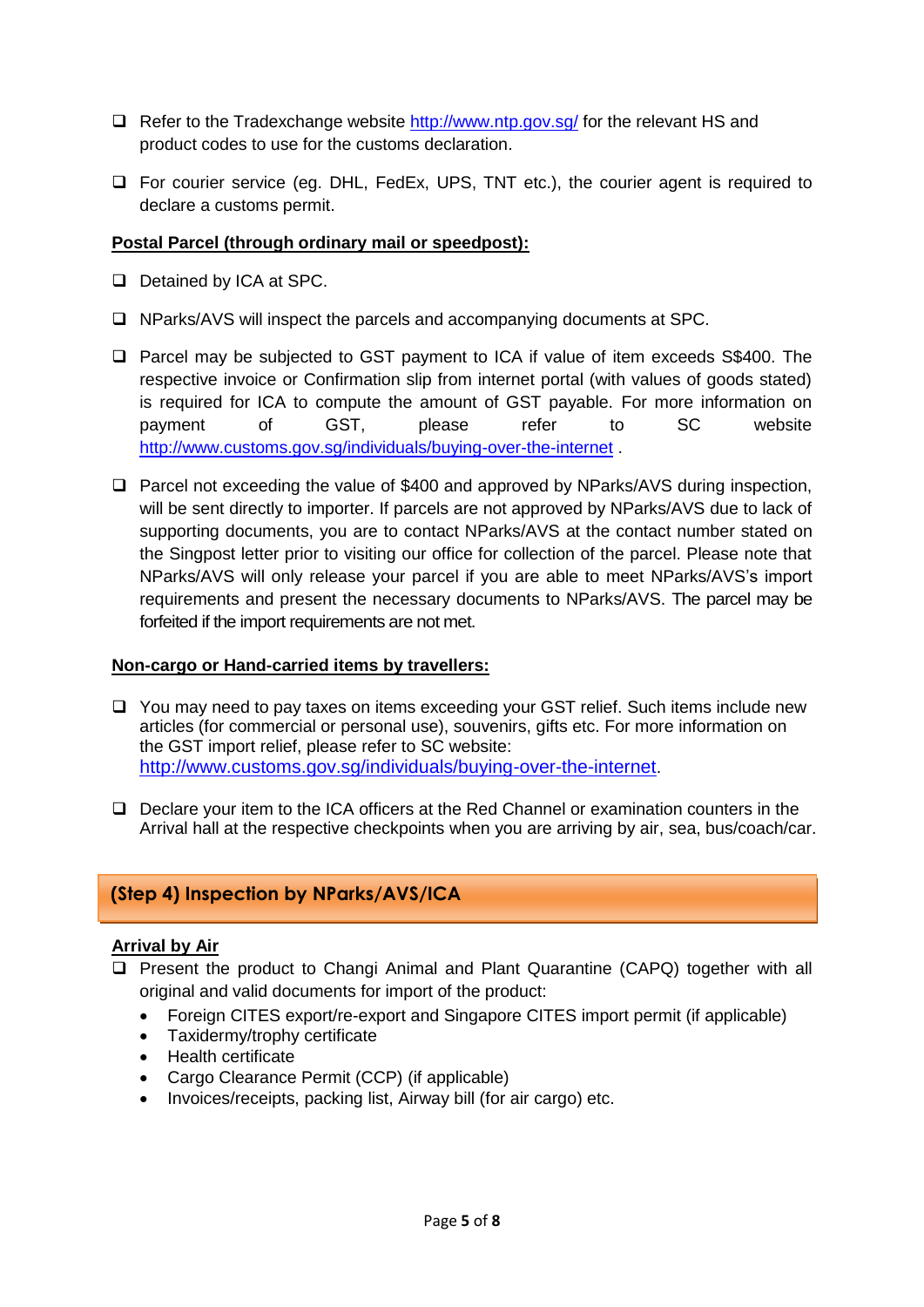- Refer to the Tradexchange website http://www.ntp.gov.sg/ for the relevant HS and product codes to use for the customs declaration.

- For courier service (eg. DHL, FedEx, UPS, TNT etc.), the courier agent is required to declare a customs permit.

**Postal Parcel (through ordinary mail or speedpost):**

- Detained by ICA at SPC.

- NParks/AVS will inspect the parcels and accompanying documents at SPC.

- Parcel may be subjected to GST payment to ICA if value of item exceeds S$400. The respective invoice or Confirmation slip from internet portal (with values of goods stated) is required for ICA to compute the amount of GST payable. For more information on payment of GST, please refer to SC website http://www.customs.gov.sg/individuals/buying-over-the-internet .

- Parcel not exceeding the value of $400 and approved by NParks/AVS during inspection, will be sent directly to importer. If parcels are not approved by NParks/AVS due to lack of supporting documents, you are to contact NParks/AVS at the contact number stated on the Singpost letter prior to visiting our office for collection of the parcel. Please note that NParks/AVS will only release your parcel if you are able to meet NParks/AVS's import requirements and present the necessary documents to NParks/AVS. The parcel may be forfeited if the import requirements are not met.

**Non-cargo or Hand-carried items by travellers:**

- You may need to pay taxes on items exceeding your GST relief. Such items include new articles (for commercial or personal use), souvenirs, gifts etc. For more information on the GST import relief, please refer to SC website: http://www.customs.gov.sg/individuals/buying-over-the-internet.

- Declare your item to the ICA officers at the Red Channel or examination counters in the Arrival hall at the respective checkpoints when you are arriving by air, sea, bus/coach/car.

## (Step 4) Inspection by NParks/AVS/ICA

**Arrival by Air**

- Present the product to Changi Animal and Plant Quarantine (CAPQ) together with all original and valid documents for import of the product:
  - Foreign CITES export/re-export and Singapore CITES import permit (if applicable)
  - Taxidermy/trophy certificate
  - Health certificate
  - Cargo Clearance Permit (CCP) (if applicable)
  - Invoices/receipts, packing list, Airway bill (for air cargo) etc.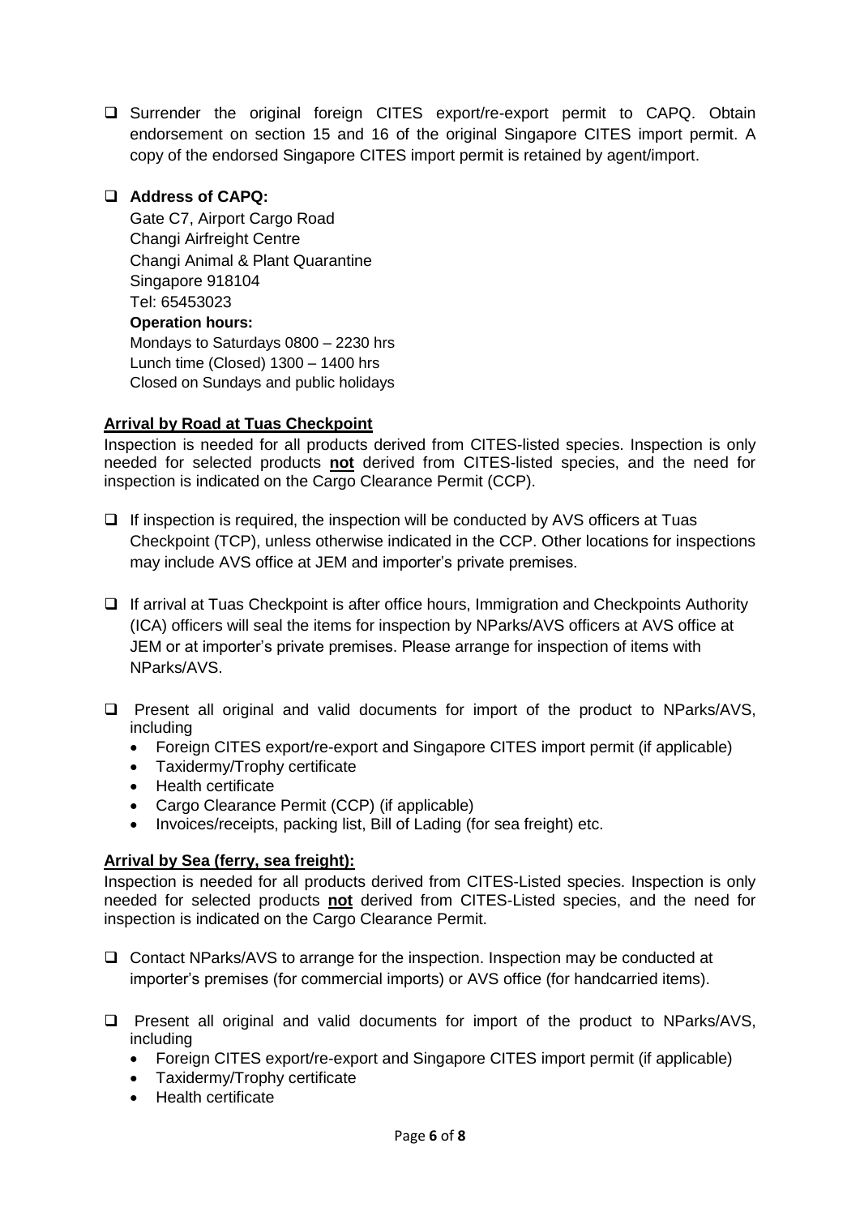- Surrender the original foreign CITES export/re-export permit to CAPQ. Obtain endorsement on section 15 and 16 of the original Singapore CITES import permit. A copy of the endorsed Singapore CITES import permit is retained by agent/import.

- **Address of CAPQ:**

  Gate C7, Airport Cargo Road
  Changi Airfreight Centre
  Changi Animal & Plant Quarantine
  Singapore 918104
  Tel: 65453023

  **Operation hours:**
  Mondays to Saturdays 0800 – 2230 hrs
  Lunch time (Closed) 1300 – 1400 hrs
  Closed on Sundays and public holidays

**Arrival by Road at Tuas Checkpoint**

Inspection is needed for all products derived from CITES-listed species. Inspection is only needed for selected products **not** derived from CITES-listed species, and the need for inspection is indicated on the Cargo Clearance Permit (CCP).

- If inspection is required, the inspection will be conducted by AVS officers at Tuas Checkpoint (TCP), unless otherwise indicated in the CCP. Other locations for inspections may include AVS office at JEM and importer's private premises.

- If arrival at Tuas Checkpoint is after office hours, Immigration and Checkpoints Authority (ICA) officers will seal the items for inspection by NParks/AVS officers at AVS office at JEM or at importer's private premises. Please arrange for inspection of items with NParks/AVS.

- Present all original and valid documents for import of the product to NParks/AVS, including
  - Foreign CITES export/re-export and Singapore CITES import permit (if applicable)
  - Taxidermy/Trophy certificate
  - Health certificate
  - Cargo Clearance Permit (CCP) (if applicable)
  - Invoices/receipts, packing list, Bill of Lading (for sea freight) etc.

**Arrival by Sea (ferry, sea freight):**

Inspection is needed for all products derived from CITES-Listed species. Inspection is only needed for selected products **not** derived from CITES-Listed species, and the need for inspection is indicated on the Cargo Clearance Permit.

- Contact NParks/AVS to arrange for the inspection. Inspection may be conducted at importer's premises (for commercial imports) or AVS office (for handcarried items).

- Present all original and valid documents for import of the product to NParks/AVS, including
  - Foreign CITES export/re-export and Singapore CITES import permit (if applicable)
  - Taxidermy/Trophy certificate
  - Health certificate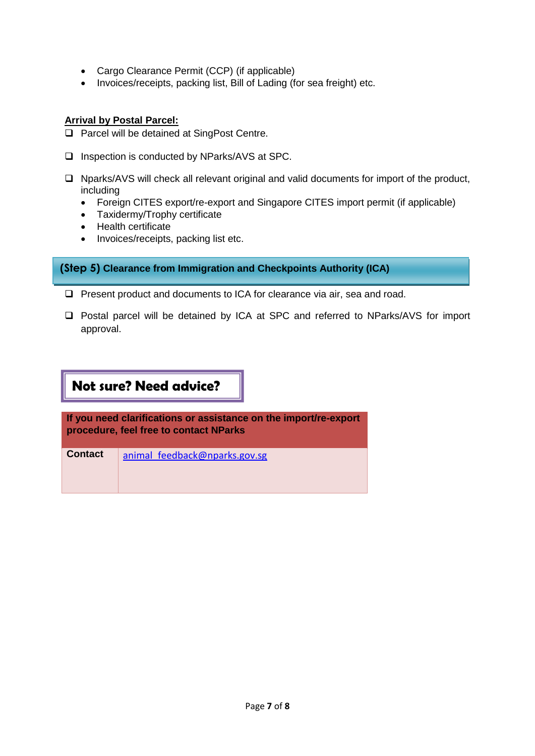- Cargo Clearance Permit (CCP) (if applicable)
- Invoices/receipts, packing list, Bill of Lading (for sea freight) etc.

**Arrival by Postal Parcel:**

- [ ] Parcel will be detained at SingPost Centre.
- [ ] Inspection is conducted by NParks/AVS at SPC.
- [ ] Nparks/AVS will check all relevant original and valid documents for import of the product, including
  - Foreign CITES export/re-export and Singapore CITES import permit (if applicable)
  - Taxidermy/Trophy certificate
  - Health certificate
  - Invoices/receipts, packing list etc.

## (Step 5) Clearance from Immigration and Checkpoints Authority (ICA)

- [ ] Present product and documents to ICA for clearance via air, sea and road.
- [ ] Postal parcel will be detained by ICA at SPC and referred to NParks/AVS for import approval.

## Not sure? Need advice?

| If you need clarifications or assistance on the import/re-export procedure, feel free to contact NParks | |
|---|---|
| **Contact** | animal_feedback@nparks.gov.sg |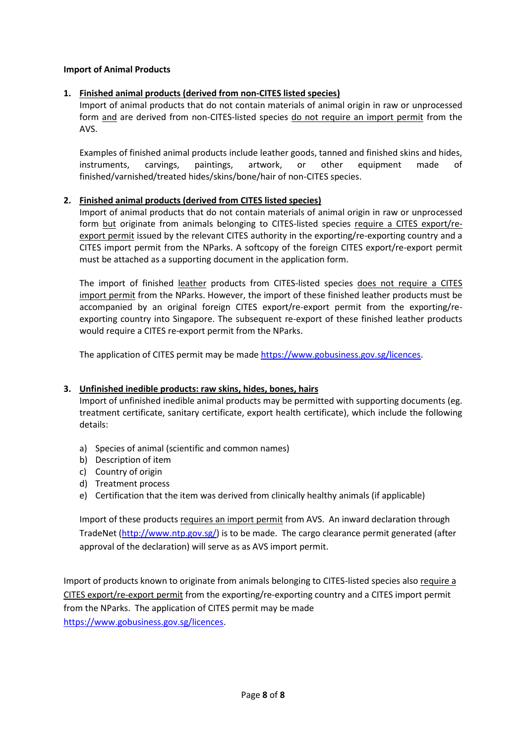**Import of Animal Products**

1. **Finished animal products (derived from non-CITES listed species)**

   Import of animal products that do not contain materials of animal origin in raw or unprocessed form and are derived from non-CITES-listed species do not require an import permit from the AVS.

   Examples of finished animal products include leather goods, tanned and finished skins and hides, instruments, carvings, paintings, artwork, or other equipment made of finished/varnished/treated hides/skins/bone/hair of non-CITES species.

2. **Finished animal products (derived from CITES listed species)**

   Import of animal products that do not contain materials of animal origin in raw or unprocessed form but originate from animals belonging to CITES-listed species require a CITES export/re-export permit issued by the relevant CITES authority in the exporting/re-exporting country and a CITES import permit from the NParks. A softcopy of the foreign CITES export/re-export permit must be attached as a supporting document in the application form.

   The import of finished leather products from CITES-listed species does not require a CITES import permit from the NParks. However, the import of these finished leather products must be accompanied by an original foreign CITES export/re-export permit from the exporting/re-exporting country into Singapore. The subsequent re-export of these finished leather products would require a CITES re-export permit from the NParks.

   The application of CITES permit may be made https://www.gobusiness.gov.sg/licences.

3. **Unfinished inedible products: raw skins, hides, bones, hairs**

   Import of unfinished inedible animal products may be permitted with supporting documents (eg. treatment certificate, sanitary certificate, export health certificate), which include the following details:

   a) Species of animal (scientific and common names)
   b) Description of item
   c) Country of origin
   d) Treatment process
   e) Certification that the item was derived from clinically healthy animals (if applicable)

   Import of these products requires an import permit from AVS. An inward declaration through TradeNet (http://www.ntp.gov.sg/) is to be made. The cargo clearance permit generated (after approval of the declaration) will serve as as AVS import permit.

Import of products known to originate from animals belonging to CITES-listed species also require a CITES export/re-export permit from the exporting/re-exporting country and a CITES import permit from the NParks. The application of CITES permit may be made https://www.gobusiness.gov.sg/licences.